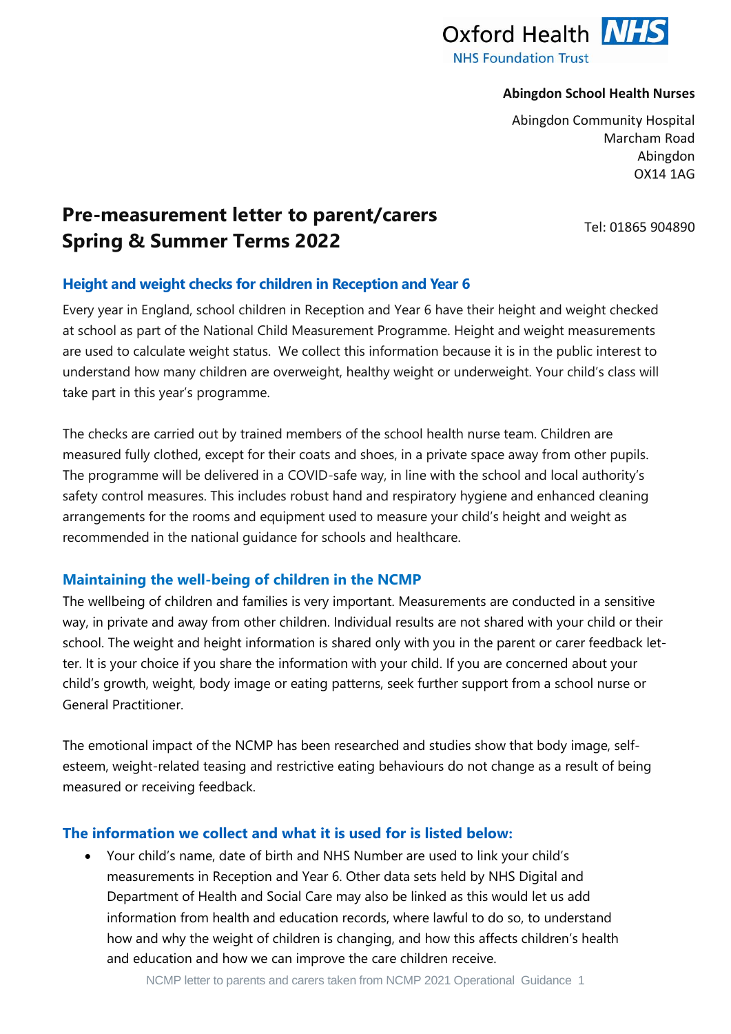Oxford Health NHS Foundation Trust

**Abingdon School Health Nurses**

Abingdon Community Hospital
Marcham Road
Abingdon
OX14 1AG

Tel: 01865 904890

# Pre-measurement letter to parent/carers Spring & Summer Terms 2022

## Height and weight checks for children in Reception and Year 6

Every year in England, school children in Reception and Year 6 have their height and weight checked at school as part of the National Child Measurement Programme. Height and weight measurements are used to calculate weight status. We collect this information because it is in the public interest to understand how many children are overweight, healthy weight or underweight. Your child's class will take part in this year's programme.

The checks are carried out by trained members of the school health nurse team. Children are measured fully clothed, except for their coats and shoes, in a private space away from other pupils. The programme will be delivered in a COVID-safe way, in line with the school and local authority's safety control measures. This includes robust hand and respiratory hygiene and enhanced cleaning arrangements for the rooms and equipment used to measure your child's height and weight as recommended in the national guidance for schools and healthcare.

## Maintaining the well-being of children in the NCMP

The wellbeing of children and families is very important. Measurements are conducted in a sensitive way, in private and away from other children. Individual results are not shared with your child or their school. The weight and height information is shared only with you in the parent or carer feedback letter. It is your choice if you share the information with your child. If you are concerned about your child's growth, weight, body image or eating patterns, seek further support from a school nurse or General Practitioner.

The emotional impact of the NCMP has been researched and studies show that body image, self-esteem, weight-related teasing and restrictive eating behaviours do not change as a result of being measured or receiving feedback.

## The information we collect and what it is used for is listed below:

- Your child's name, date of birth and NHS Number are used to link your child's measurements in Reception and Year 6. Other data sets held by NHS Digital and Department of Health and Social Care may also be linked as this would let us add information from health and education records, where lawful to do so, to understand how and why the weight of children is changing, and how this affects children's health and education and how we can improve the care children receive.

NCMP letter to parents and carers taken from NCMP 2021 Operational Guidance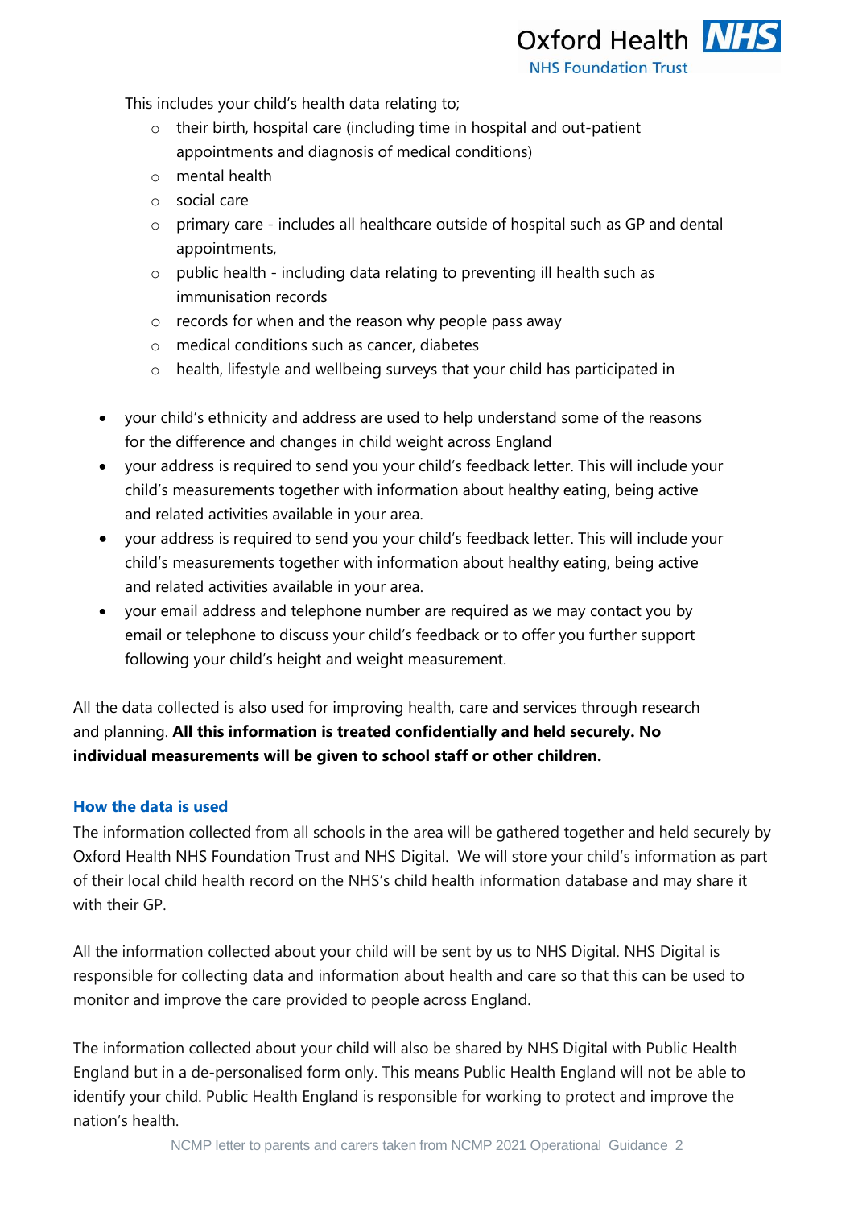This includes your child's health data relating to;

  - their birth, hospital care (including time in hospital and out-patient appointments and diagnosis of medical conditions)
  - mental health
  - social care
  - primary care - includes all healthcare outside of hospital such as GP and dental appointments,
  - public health - including data relating to preventing ill health such as immunisation records
  - records for when and the reason why people pass away
  - medical conditions such as cancer, diabetes
  - health, lifestyle and wellbeing surveys that your child has participated in

- your child's ethnicity and address are used to help understand some of the reasons for the difference and changes in child weight across England
- your address is required to send you your child's feedback letter. This will include your child's measurements together with information about healthy eating, being active and related activities available in your area.
- your address is required to send you your child's feedback letter. This will include your child's measurements together with information about healthy eating, being active and related activities available in your area.
- your email address and telephone number are required as we may contact you by email or telephone to discuss your child's feedback or to offer you further support following your child's height and weight measurement.

All the data collected is also used for improving health, care and services through research and planning. **All this information is treated confidentially and held securely. No individual measurements will be given to school staff or other children.**

### How the data is used

The information collected from all schools in the area will be gathered together and held securely by Oxford Health NHS Foundation Trust and NHS Digital. We will store your child's information as part of their local child health record on the NHS's child health information database and may share it with their GP.

All the information collected about your child will be sent by us to NHS Digital. NHS Digital is responsible for collecting data and information about health and care so that this can be used to monitor and improve the care provided to people across England.

The information collected about your child will also be shared by NHS Digital with Public Health England but in a de-personalised form only. This means Public Health England will not be able to identify your child. Public Health England is responsible for working to protect and improve the nation's health.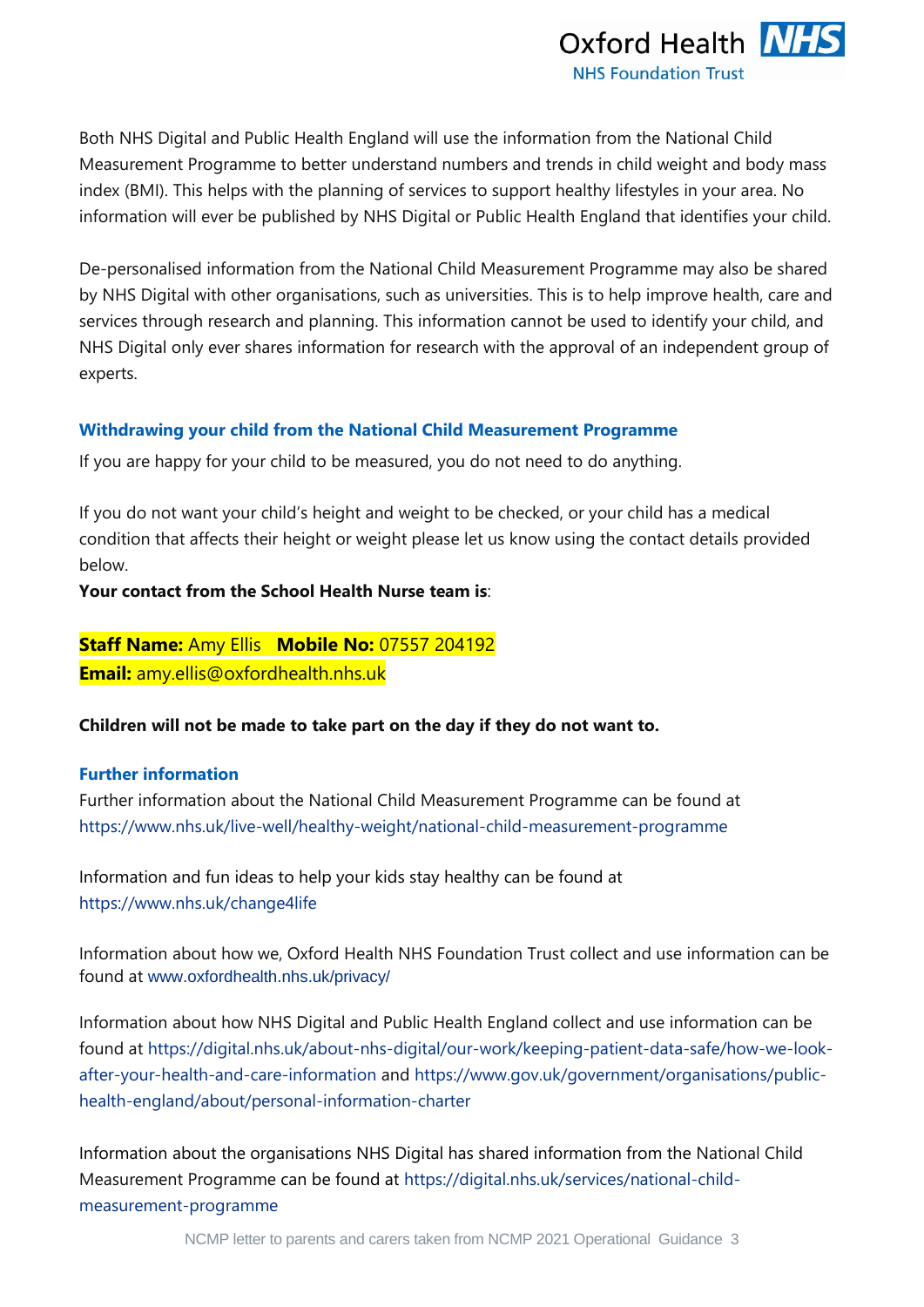Both NHS Digital and Public Health England will use the information from the National Child Measurement Programme to better understand numbers and trends in child weight and body mass index (BMI). This helps with the planning of services to support healthy lifestyles in your area. No information will ever be published by NHS Digital or Public Health England that identifies your child.

De-personalised information from the National Child Measurement Programme may also be shared by NHS Digital with other organisations, such as universities. This is to help improve health, care and services through research and planning. This information cannot be used to identify your child, and NHS Digital only ever shares information for research with the approval of an independent group of experts.

### Withdrawing your child from the National Child Measurement Programme

If you are happy for your child to be measured, you do not need to do anything.

If you do not want your child's height and weight to be checked, or your child has a medical condition that affects their height or weight please let us know using the contact details provided below.

**Your contact from the School Health Nurse team is**:

**Staff Name:** Amy Ellis **Mobile No:** 07557 204192
**Email:** amy.ellis@oxfordhealth.nhs.uk

**Children will not be made to take part on the day if they do not want to.**

### Further information

Further information about the National Child Measurement Programme can be found at https://www.nhs.uk/live-well/healthy-weight/national-child-measurement-programme

Information and fun ideas to help your kids stay healthy can be found at https://www.nhs.uk/change4life

Information about how we, Oxford Health NHS Foundation Trust collect and use information can be found at www.oxfordhealth.nhs.uk/privacy/

Information about how NHS Digital and Public Health England collect and use information can be found at https://digital.nhs.uk/about-nhs-digital/our-work/keeping-patient-data-safe/how-we-look-after-your-health-and-care-information and https://www.gov.uk/government/organisations/public-health-england/about/personal-information-charter

Information about the organisations NHS Digital has shared information from the National Child Measurement Programme can be found at https://digital.nhs.uk/services/national-child-measurement-programme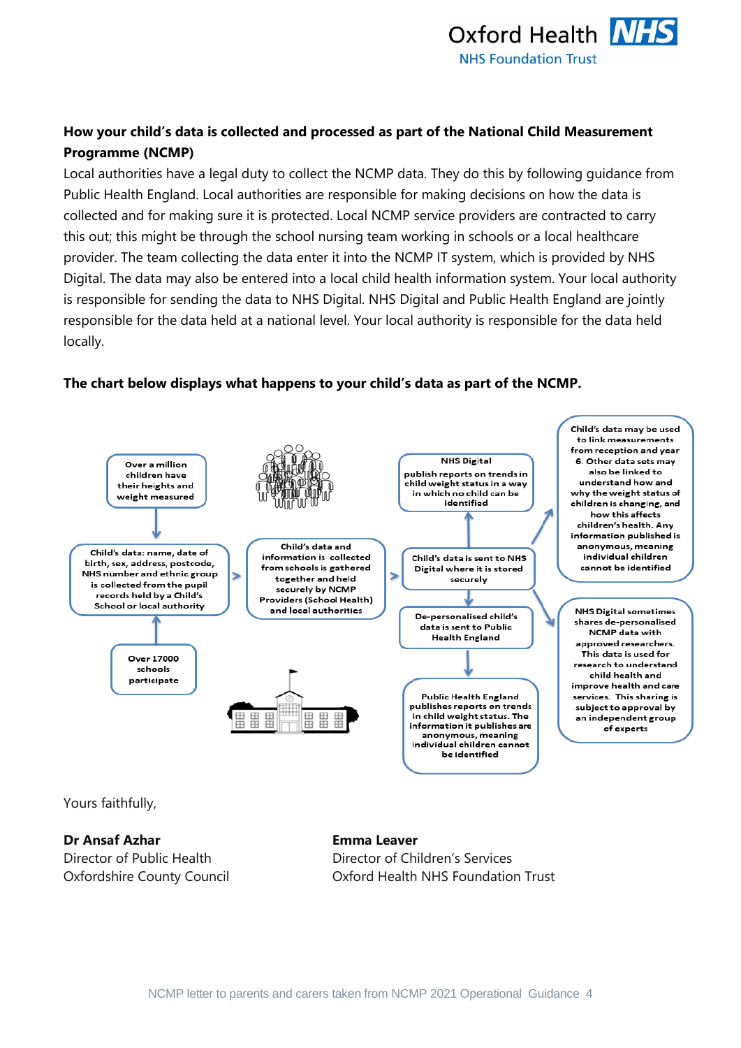**How your child's data is collected and processed as part of the National Child Measurement Programme (NCMP)**

Local authorities have a legal duty to collect the NCMP data. They do this by following guidance from Public Health England. Local authorities are responsible for making decisions on how the data is collected and for making sure it is protected. Local NCMP service providers are contracted to carry this out; this might be through the school nursing team working in schools or a local healthcare provider. The team collecting the data enter it into the NCMP IT system, which is provided by NHS Digital. The data may also be entered into a local child health information system. Your local authority is responsible for sending the data to NHS Digital. NHS Digital and Public Health England are jointly responsible for the data held at a national level. Your local authority is responsible for the data held locally.

**The chart below displays what happens to your child's data as part of the NCMP.**

Over a million children have their heights and weight measured

Child's data: name, date of birth, sex, address, postcode, NHS number and ethnic group is collected from the pupil records held by a Child's School or local authority

Over 17000 schools participate

Child's data and information is collected from schools is gathered together and held securely by NCMP Providers (School Health) and local authorities

Child's data is sent to NHS Digital where it is stored securely

NHS Digital publish reports on trends in child weight status in a way in which no child can be identified

De-personalised child's data is sent to Public Health England

Public Health England publishes reports on trends in child weight status. The information it publishes are anonymous, meaning individual children cannot be identified

Child's data may be used to link measurements from reception and year 6. Other data sets may also be linked to understand how and why the weight status of children is changing, and how this affects children's health. Any information published is anonymous, meaning individual children cannot be identified

NHS Digital sometimes shares de-personalised NCMP data with approved researchers. This data is used for research to understand child health and improve health and care services. This sharing is subject to approval by an independent group of experts

Yours faithfully,

**Dr Ansaf Azhar**
Director of Public Health
Oxfordshire County Council

**Emma Leaver**
Director of Children's Services
Oxford Health NHS Foundation Trust

NCMP letter to parents and carers taken from NCMP 2021 Operational Guidance